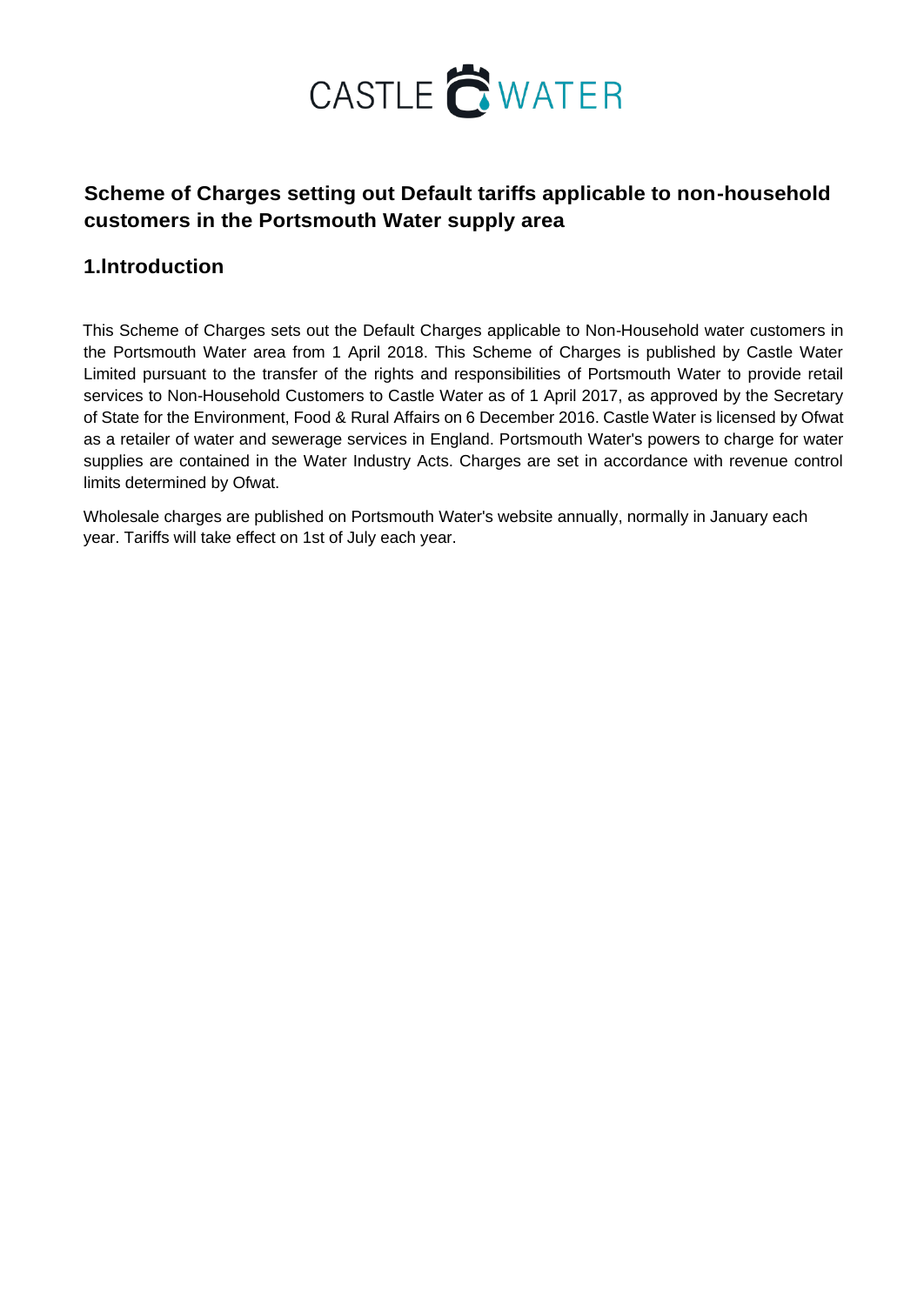CASTLE WATER

## Scheme of Charges setting out Default tariffs applicable to non-household customers in the Portsmouth Water supply area

## 1.Introduction

This Scheme of Charges sets out the Default Charges applicable to Non-Household water customers in the Portsmouth Water area from 1 April 2018. This Scheme of Charges is published by Castle Water Limited pursuant to the transfer of the rights and responsibilities of Portsmouth Water to provide retail services to Non-Household Customers to Castle Water as of 1 April 2017, as approved by the Secretary of State for the Environment, Food & Rural Affairs on 6 December 2016. Castle Water is licensed by Ofwat as a retailer of water and sewerage services in England. Portsmouth Water's powers to charge for water supplies are contained in the Water Industry Acts. Charges are set in accordance with revenue control limits determined by Ofwat.

Wholesale charges are published on Portsmouth Water's website annually, normally in January each year. Tariffs will take effect on 1st of July each year.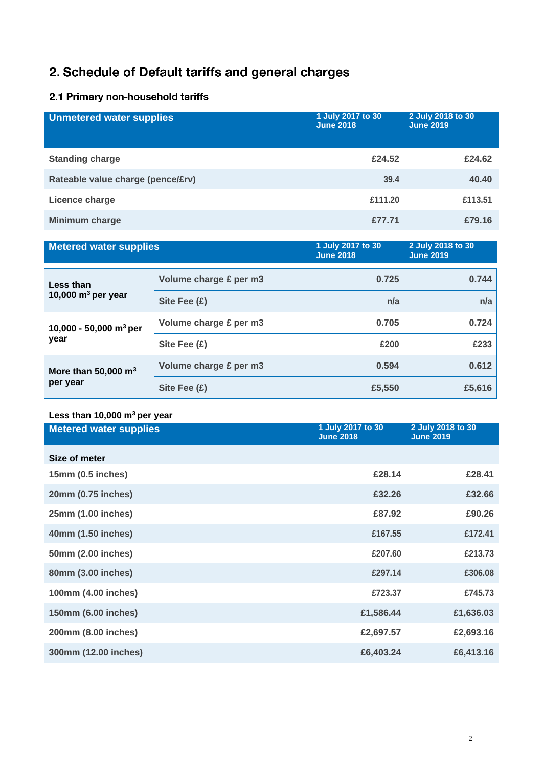# 2. Schedule of Default tariffs and general charges

## 2.1 Primary non-household tariffs

| Unmetered water supplies | 1 July 2017 to 30 June 2018 | 2 July 2018 to 30 June 2019 |
|---|---|---|
| Standing charge | £24.52 | £24.62 |
| Rateable value charge (pence/£rv) | 39.4 | 40.40 |
| Licence charge | £111.20 | £113.51 |
| Minimum charge | £77.71 | £79.16 |

| Metered water supplies | | 1 July 2017 to 30 June 2018 | 2 July 2018 to 30 June 2019 |
|---|---|---|---|
| Less than 10,000 m$^3$ per year | Volume charge £ per m3 | 0.725 | 0.744 |
| | Site Fee (£) | n/a | n/a |
| 10,000 - 50,000 m$^3$ per year | Volume charge £ per m3 | 0.705 | 0.724 |
| | Site Fee (£) | £200 | £233 |
| More than 50,000 m$^3$ per year | Volume charge £ per m3 | 0.594 | 0.612 |
| | Site Fee (£) | £5,550 | £5,616 |

**Less than 10,000 m$^3$ per year**

| Metered water supplies | 1 July 2017 to 30 June 2018 | 2 July 2018 to 30 June 2019 |
|---|---|---|
| **Size of meter** | | |
| 15mm (0.5 inches) | £28.14 | £28.41 |
| 20mm (0.75 inches) | £32.26 | £32.66 |
| 25mm (1.00 inches) | £87.92 | £90.26 |
| 40mm (1.50 inches) | £167.55 | £172.41 |
| 50mm (2.00 inches) | £207.60 | £213.73 |
| 80mm (3.00 inches) | £297.14 | £306.08 |
| 100mm (4.00 inches) | £723.37 | £745.73 |
| 150mm (6.00 inches) | £1,586.44 | £1,636.03 |
| 200mm (8.00 inches) | £2,697.57 | £2,693.16 |
| 300mm (12.00 inches) | £6,403.24 | £6,413.16 |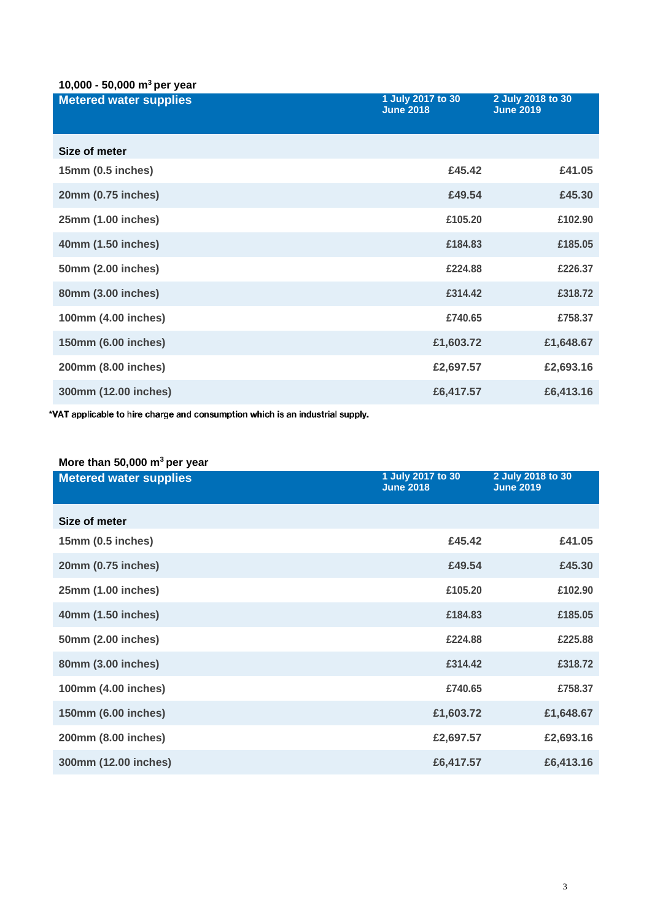### 10,000 - 50,000 $m^3$ per year

| Metered water supplies | 1 July 2017 to 30 June 2018 | 2 July 2018 to 30 June 2019 |
|---|---|---|
| **Size of meter** | | |
| 15mm (0.5 inches) | £45.42 | £41.05 |
| 20mm (0.75 inches) | £49.54 | £45.30 |
| 25mm (1.00 inches) | £105.20 | £102.90 |
| 40mm (1.50 inches) | £184.83 | £185.05 |
| 50mm (2.00 inches) | £224.88 | £226.37 |
| 80mm (3.00 inches) | £314.42 | £318.72 |
| 100mm (4.00 inches) | £740.65 | £758.37 |
| 150mm (6.00 inches) | £1,603.72 | £1,648.67 |
| 200mm (8.00 inches) | £2,697.57 | £2,693.16 |
| 300mm (12.00 inches) | £6,417.57 | £6,413.16 |

*VAT applicable to hire charge and consumption which is an industrial supply.

### More than 50,000 $m^3$ per year

| Metered water supplies | 1 July 2017 to 30 June 2018 | 2 July 2018 to 30 June 2019 |
|---|---|---|
| **Size of meter** | | |
| 15mm (0.5 inches) | £45.42 | £41.05 |
| 20mm (0.75 inches) | £49.54 | £45.30 |
| 25mm (1.00 inches) | £105.20 | £102.90 |
| 40mm (1.50 inches) | £184.83 | £185.05 |
| 50mm (2.00 inches) | £224.88 | £225.88 |
| 80mm (3.00 inches) | £314.42 | £318.72 |
| 100mm (4.00 inches) | £740.65 | £758.37 |
| 150mm (6.00 inches) | £1,603.72 | £1,648.67 |
| 200mm (8.00 inches) | £2,697.57 | £2,693.16 |
| 300mm (12.00 inches) | £6,417.57 | £6,413.16 |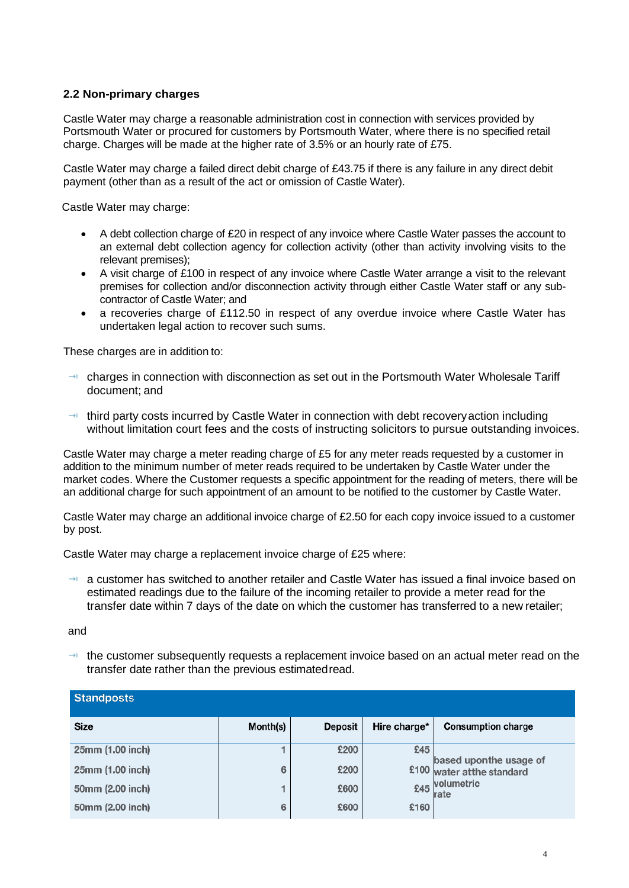### 2.2 Non-primary charges

Castle Water may charge a reasonable administration cost in connection with services provided by Portsmouth Water or procured for customers by Portsmouth Water, where there is no specified retail charge. Charges will be made at the higher rate of 3.5% or an hourly rate of £75.

Castle Water may charge a failed direct debit charge of £43.75 if there is any failure in any direct debit payment (other than as a result of the act or omission of Castle Water).

Castle Water may charge:

- A debt collection charge of £20 in respect of any invoice where Castle Water passes the account to an external debt collection agency for collection activity (other than activity involving visits to the relevant premises);
- A visit charge of £100 in respect of any invoice where Castle Water arrange a visit to the relevant premises for collection and/or disconnection activity through either Castle Water staff or any sub-contractor of Castle Water; and
- a recoveries charge of £112.50 in respect of any overdue invoice where Castle Water has undertaken legal action to recover such sums.

These charges are in addition to:

- charges in connection with disconnection as set out in the Portsmouth Water Wholesale Tariff document; and
- third party costs incurred by Castle Water in connection with debt recovery action including without limitation court fees and the costs of instructing solicitors to pursue outstanding invoices.

Castle Water may charge a meter reading charge of £5 for any meter reads requested by a customer in addition to the minimum number of meter reads required to be undertaken by Castle Water under the market codes. Where the Customer requests a specific appointment for the reading of meters, there will be an additional charge for such appointment of an amount to be notified to the customer by Castle Water.

Castle Water may charge an additional invoice charge of £2.50 for each copy invoice issued to a customer by post.

Castle Water may charge a replacement invoice charge of £25 where:

- a customer has switched to another retailer and Castle Water has issued a final invoice based on estimated readings due to the failure of the incoming retailer to provide a meter read for the transfer date within 7 days of the date on which the customer has transferred to a new retailer;

and

- the customer subsequently requests a replacement invoice based on an actual meter read on the transfer date rather than the previous estimated read.

| Standposts | | | | |
|---|---|---|---|---|
| **Size** | **Month(s)** | **Deposit** | **Hire charge*** | **Consumption charge** |
| 25mm (1.00 inch) | 1 | £200 | £45 | based upon the usage of water at the standard volumetric rate |
| 25mm (1.00 inch) | 6 | £200 | £100 | |
| 50mm (2.00 inch) | 1 | £600 | £45 | |
| 50mm (2.00 inch) | 6 | £600 | £160 | |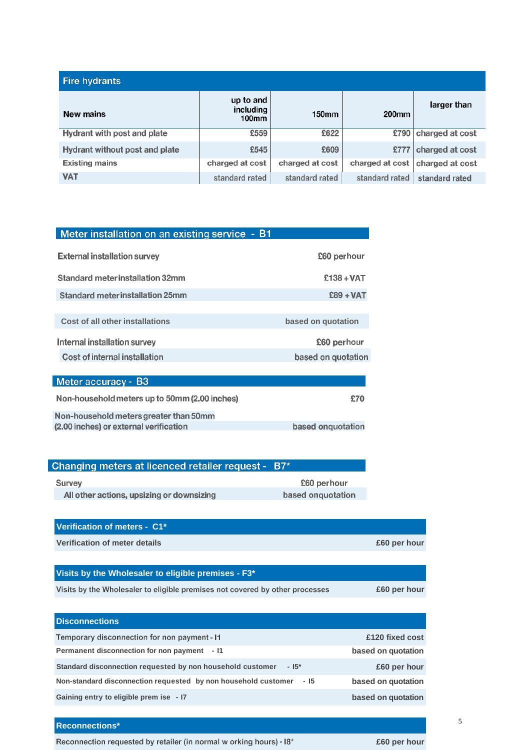## Fire hydrants

| New mains | up to and including 100mm | 150mm | 200mm | larger than |
|---|---|---|---|---|
| Hydrant with post and plate | £559 | £622 | £790 | charged at cost |
| Hydrant without post and plate | £545 | £609 | £777 | charged at cost |
| Existing mains | charged at cost | charged at cost | charged at cost | charged at cost |
| VAT | standard rated | standard rated | standard rated | standard rated |

## Meter installation on an existing service - B1

| | |
|---|---|
| External installation survey | £60 perhour |
| Standard meterinstallation 32mm | £138 + VAT |
| Standard meterinstallation 25mm | £89 + VAT |
| Cost of all other installations | based on quotation |
| Internal installation survey | £60 perhour |
| Cost of internal installation | based on quotation |

## Meter accuracy - B3

| | |
|---|---|
| Non-household meters up to 50mm (2.00 inches) | £70 |
| Non-household meters greater than 50mm (2.00 inches) or external verification | based onquotation |

## Changing meters at licenced retailer request - B7*

| | |
|---|---|
| Survey | £60 perhour |
| All other actions, upsizing or downsizing | based onquotation |

## Verification of meters - C1*

| | |
|---|---|
| Verification of meter details | £60 per hour |

## Visits by the Wholesaler to eligible premises - F3*

| | |
|---|---|
| Visits by the Wholesaler to eligible premises not covered by other processes | £60 per hour |

## Disconnections

| | |
|---|---|
| Temporary disconnection for non payment - I1 | £120 fixed cost |
| Permanent disconnection for non payment - I1 | based on quotation |
| Standard disconnection requested by non household customer - I5* | £60 per hour |
| Non-standard disconnection requested by non household customer - I5 | based on quotation |
| Gaining entry to eligible prem ise - I7 | based on quotation |

## Reconnections*

| | |
|---|---|
| Reconnection requested by retailer (in normal w orking hours) - I8* | £60 per hour |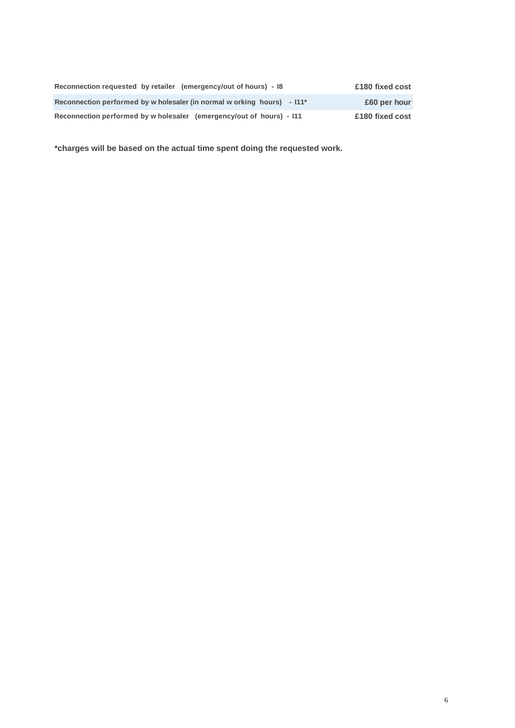| | |
|---|---|
| **Reconnection requested by retailer (emergency/out of hours) - I8** | **£180 fixed cost** |
| **Reconnection performed by wholesaler (in normal working hours) - I11*** | **£60 per hour** |
| **Reconnection performed by wholesaler (emergency/out of hours) - I11** | **£180 fixed cost** |

***charges will be based on the actual time spent doing the requested work.**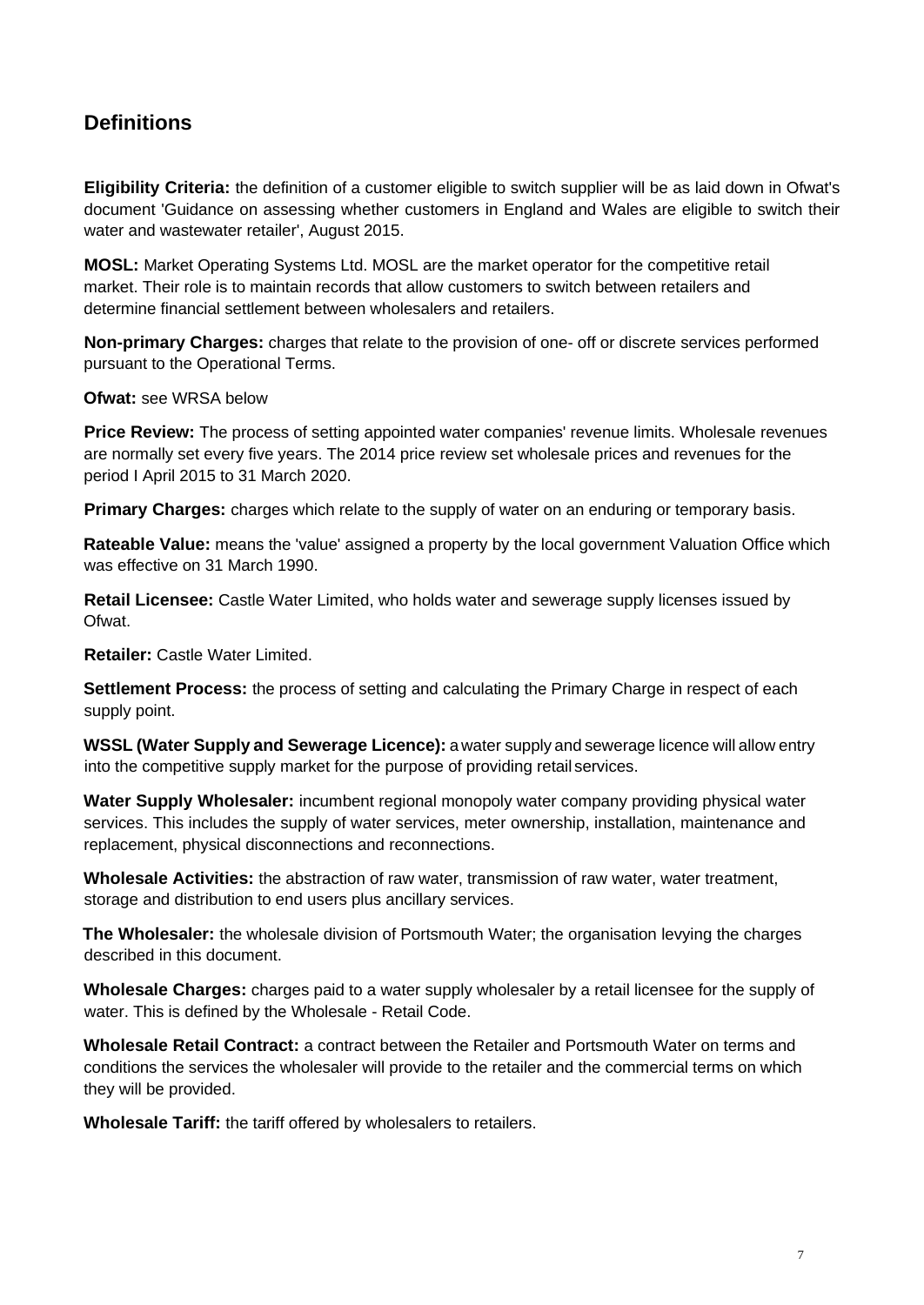## Definitions

**Eligibility Criteria:** the definition of a customer eligible to switch supplier will be as laid down in Ofwat's document 'Guidance on assessing whether customers in England and Wales are eligible to switch their water and wastewater retailer', August 2015.

**MOSL:** Market Operating Systems Ltd. MOSL are the market operator for the competitive retail market. Their role is to maintain records that allow customers to switch between retailers and determine financial settlement between wholesalers and retailers.

**Non-primary Charges:** charges that relate to the provision of one- off or discrete services performed pursuant to the Operational Terms.

**Ofwat:** see WRSA below

**Price Review:** The process of setting appointed water companies' revenue limits. Wholesale revenues are normally set every five years. The 2014 price review set wholesale prices and revenues for the period I April 2015 to 31 March 2020.

**Primary Charges:** charges which relate to the supply of water on an enduring or temporary basis.

**Rateable Value:** means the 'value' assigned a property by the local government Valuation Office which was effective on 31 March 1990.

**Retail Licensee:** Castle Water Limited, who holds water and sewerage supply licenses issued by Ofwat.

**Retailer:** Castle Water Limited.

**Settlement Process:** the process of setting and calculating the Primary Charge in respect of each supply point.

**WSSL (Water Supply and Sewerage Licence):** a water supply and sewerage licence will allow entry into the competitive supply market for the purpose of providing retail services.

**Water Supply Wholesaler:** incumbent regional monopoly water company providing physical water services. This includes the supply of water services, meter ownership, installation, maintenance and replacement, physical disconnections and reconnections.

**Wholesale Activities:** the abstraction of raw water, transmission of raw water, water treatment, storage and distribution to end users plus ancillary services.

**The Wholesaler:** the wholesale division of Portsmouth Water; the organisation levying the charges described in this document.

**Wholesale Charges:** charges paid to a water supply wholesaler by a retail licensee for the supply of water. This is defined by the Wholesale - Retail Code.

**Wholesale Retail Contract:** a contract between the Retailer and Portsmouth Water on terms and conditions the services the wholesaler will provide to the retailer and the commercial terms on which they will be provided.

**Wholesale Tariff:** the tariff offered by wholesalers to retailers.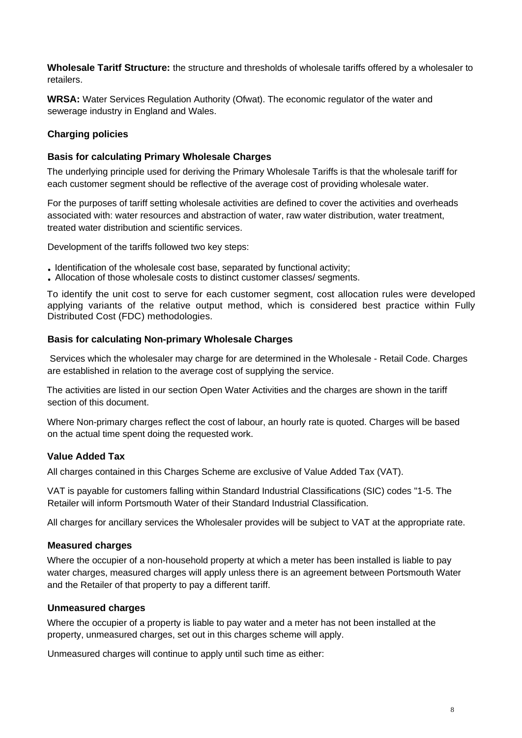**Wholesale Taritf Structure:** the structure and thresholds of wholesale tariffs offered by a wholesaler to retailers.

**WRSA:** Water Services Regulation Authority (Ofwat). The economic regulator of the water and sewerage industry in England and Wales.

## Charging policies

### Basis for calculating Primary Wholesale Charges

The underlying principle used for deriving the Primary Wholesale Tariffs is that the wholesale tariff for each customer segment should be reflective of the average cost of providing wholesale water.

For the purposes of tariff setting wholesale activities are defined to cover the activities and overheads associated with: water resources and abstraction of water, raw water distribution, water treatment, treated water distribution and scientific services.

Development of the tariffs followed two key steps:

- Identification of the wholesale cost base, separated by functional activity;
- Allocation of those wholesale costs to distinct customer classes/ segments.

To identify the unit cost to serve for each customer segment, cost allocation rules were developed applying variants of the relative output method, which is considered best practice within Fully Distributed Cost (FDC) methodologies.

### Basis for calculating Non-primary Wholesale Charges

Services which the wholesaler may charge for are determined in the Wholesale - Retail Code. Charges are established in relation to the average cost of supplying the service.

The activities are listed in our section Open Water Activities and the charges are shown in the tariff section of this document.

Where Non-primary charges reflect the cost of labour, an hourly rate is quoted. Charges will be based on the actual time spent doing the requested work.

### Value Added Tax

All charges contained in this Charges Scheme are exclusive of Value Added Tax (VAT).

VAT is payable for customers falling within Standard Industrial Classifications (SIC) codes "1-5. The Retailer will inform Portsmouth Water of their Standard Industrial Classification.

All charges for ancillary services the Wholesaler provides will be subject to VAT at the appropriate rate.

### Measured charges

Where the occupier of a non-household property at which a meter has been installed is liable to pay water charges, measured charges will apply unless there is an agreement between Portsmouth Water and the Retailer of that property to pay a different tariff.

### Unmeasured charges

Where the occupier of a property is liable to pay water and a meter has not been installed at the property, unmeasured charges, set out in this charges scheme will apply.

Unmeasured charges will continue to apply until such time as either: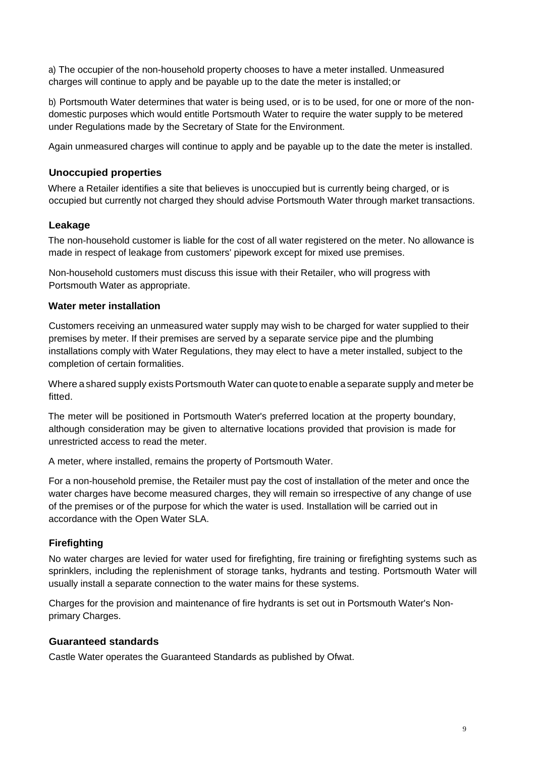a) The occupier of the non-household property chooses to have a meter installed. Unmeasured charges will continue to apply and be payable up to the date the meter is installed; or

b) Portsmouth Water determines that water is being used, or is to be used, for one or more of the non-domestic purposes which would entitle Portsmouth Water to require the water supply to be metered under Regulations made by the Secretary of State for the Environment.

Again unmeasured charges will continue to apply and be payable up to the date the meter is installed.

### Unoccupied properties

Where a Retailer identifies a site that believes is unoccupied but is currently being charged, or is occupied but currently not charged they should advise Portsmouth Water through market transactions.

### Leakage

The non-household customer is liable for the cost of all water registered on the meter. No allowance is made in respect of leakage from customers' pipework except for mixed use premises.

Non-household customers must discuss this issue with their Retailer, who will progress with Portsmouth Water as appropriate.

### Water meter installation

Customers receiving an unmeasured water supply may wish to be charged for water supplied to their premises by meter. If their premises are served by a separate service pipe and the plumbing installations comply with Water Regulations, they may elect to have a meter installed, subject to the completion of certain formalities.

Where a shared supply exists Portsmouth Water can quote to enable a separate supply and meter be fitted.

The meter will be positioned in Portsmouth Water's preferred location at the property boundary, although consideration may be given to alternative locations provided that provision is made for unrestricted access to read the meter.

A meter, where installed, remains the property of Portsmouth Water.

For a non-household premise, the Retailer must pay the cost of installation of the meter and once the water charges have become measured charges, they will remain so irrespective of any change of use of the premises or of the purpose for which the water is used. Installation will be carried out in accordance with the Open Water SLA.

### Firefighting

No water charges are levied for water used for firefighting, fire training or firefighting systems such as sprinklers, including the replenishment of storage tanks, hydrants and testing. Portsmouth Water will usually install a separate connection to the water mains for these systems.

Charges for the provision and maintenance of fire hydrants is set out in Portsmouth Water's Non-primary Charges.

### Guaranteed standards

Castle Water operates the Guaranteed Standards as published by Ofwat.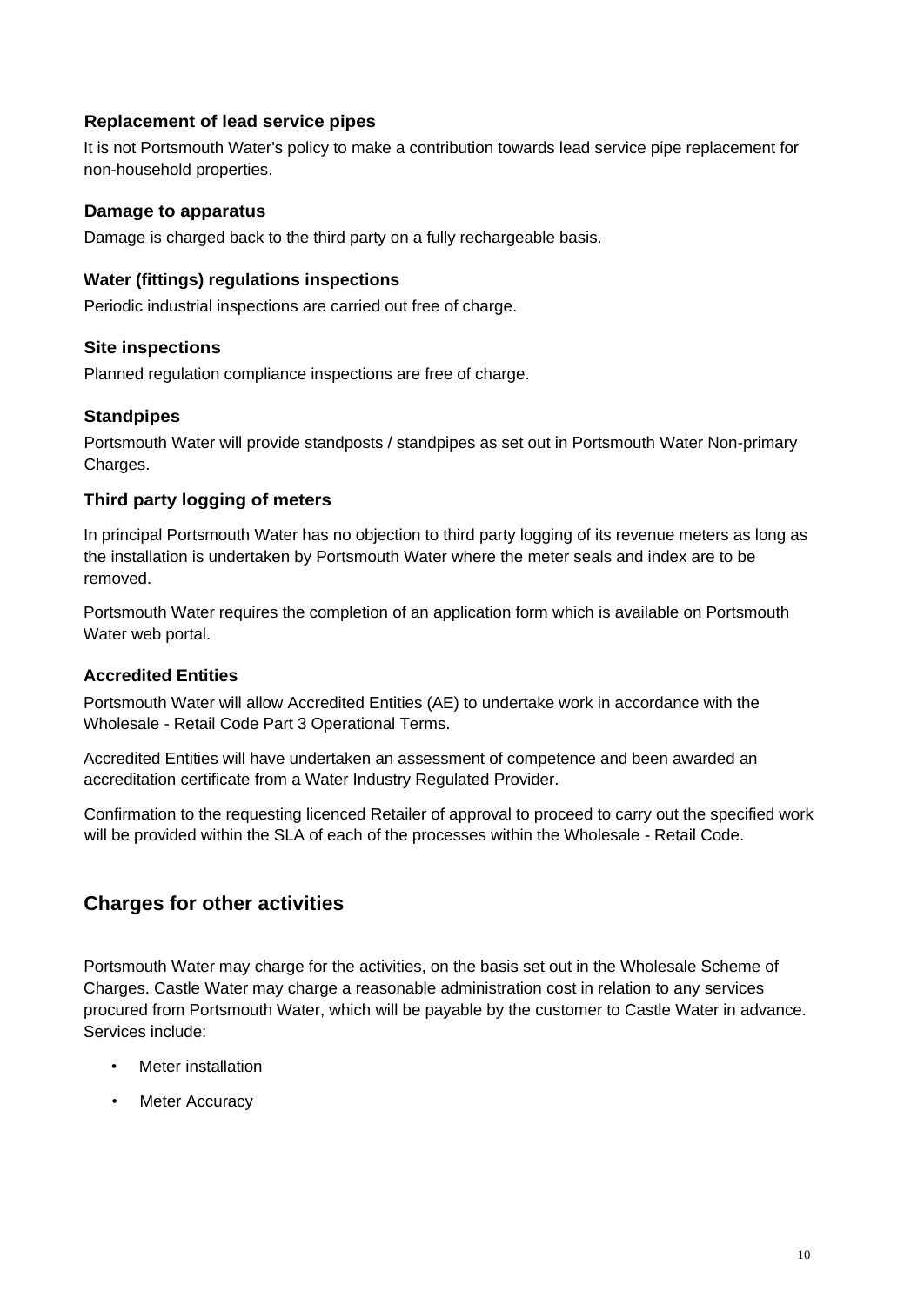### Replacement of lead service pipes

It is not Portsmouth Water's policy to make a contribution towards lead service pipe replacement for non-household properties.

### Damage to apparatus

Damage is charged back to the third party on a fully rechargeable basis.

### Water (fittings) regulations inspections

Periodic industrial inspections are carried out free of charge.

### Site inspections

Planned regulation compliance inspections are free of charge.

### Standpipes

Portsmouth Water will provide standposts / standpipes as set out in Portsmouth Water Non-primary Charges.

### Third party logging of meters

In principal Portsmouth Water has no objection to third party logging of its revenue meters as long as the installation is undertaken by Portsmouth Water where the meter seals and index are to be removed.

Portsmouth Water requires the completion of an application form which is available on Portsmouth Water web portal.

### Accredited Entities

Portsmouth Water will allow Accredited Entities (AE) to undertake work in accordance with the Wholesale - Retail Code Part 3 Operational Terms.

Accredited Entities will have undertaken an assessment of competence and been awarded an accreditation certificate from a Water Industry Regulated Provider.

Confirmation to the requesting licenced Retailer of approval to proceed to carry out the specified work will be provided within the SLA of each of the processes within the Wholesale - Retail Code.

## Charges for other activities

Portsmouth Water may charge for the activities, on the basis set out in the Wholesale Scheme of Charges. Castle Water may charge a reasonable administration cost in relation to any services procured from Portsmouth Water, which will be payable by the customer to Castle Water in advance. Services include:

- Meter installation
- Meter Accuracy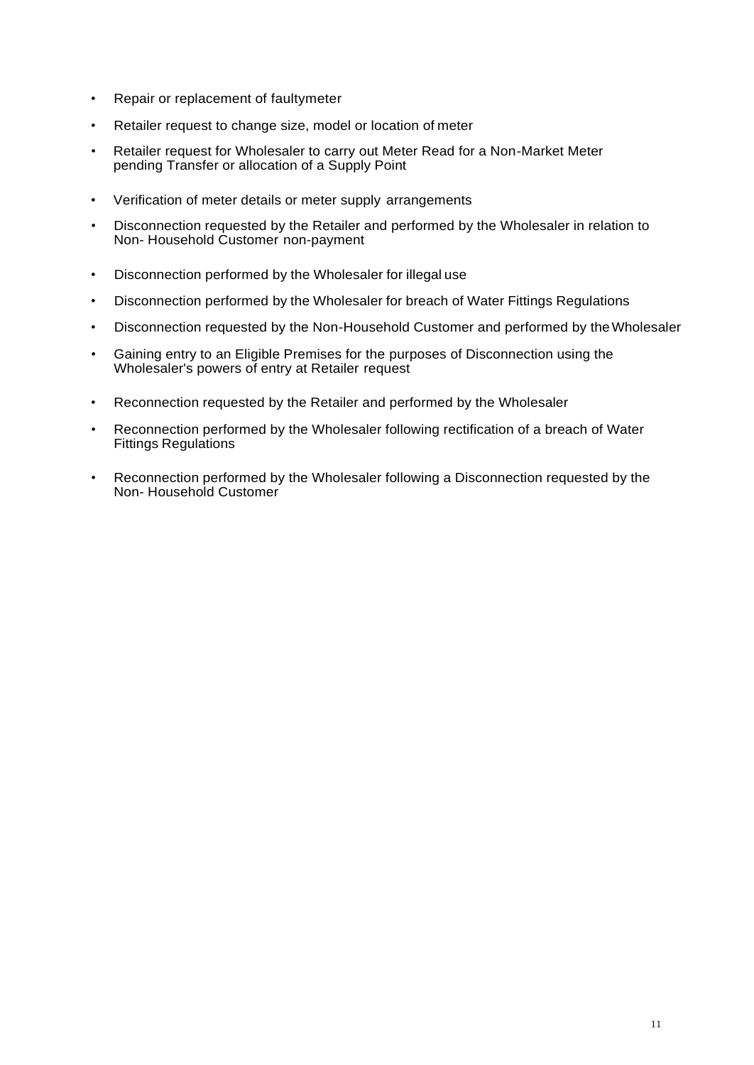- Repair or replacement of faultymeter
- Retailer request to change size, model or location of meter
- Retailer request for Wholesaler to carry out Meter Read for a Non-Market Meter pending Transfer or allocation of a Supply Point
- Verification of meter details or meter supply arrangements
- Disconnection requested by the Retailer and performed by the Wholesaler in relation to Non- Household Customer non-payment
- Disconnection performed by the Wholesaler for illegal use
- Disconnection performed by the Wholesaler for breach of Water Fittings Regulations
- Disconnection requested by the Non-Household Customer and performed by the Wholesaler
- Gaining entry to an Eligible Premises for the purposes of Disconnection using the Wholesaler's powers of entry at Retailer request
- Reconnection requested by the Retailer and performed by the Wholesaler
- Reconnection performed by the Wholesaler following rectification of a breach of Water Fittings Regulations
- Reconnection performed by the Wholesaler following a Disconnection requested by the Non- Household Customer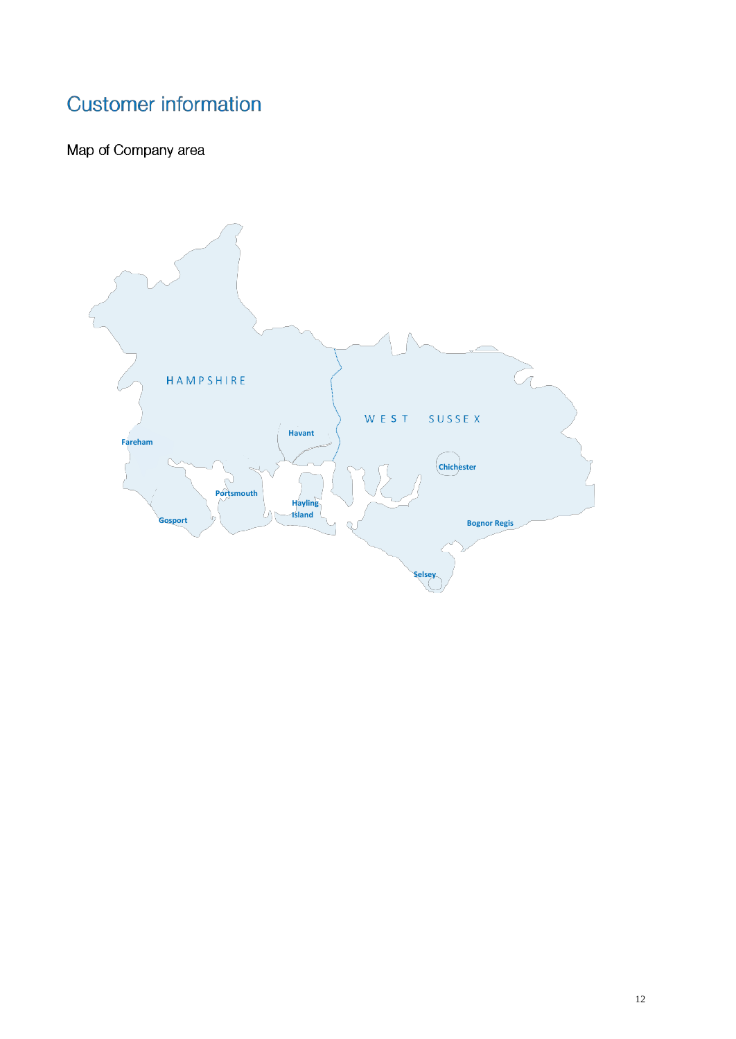# Customer information

## Map of Company area

HAMPSHIRE

WEST SUSSEX

Fareham

Havant

Chichester

Portsmouth

Hayling Island

Gosport

Bognor Regis

Selsey